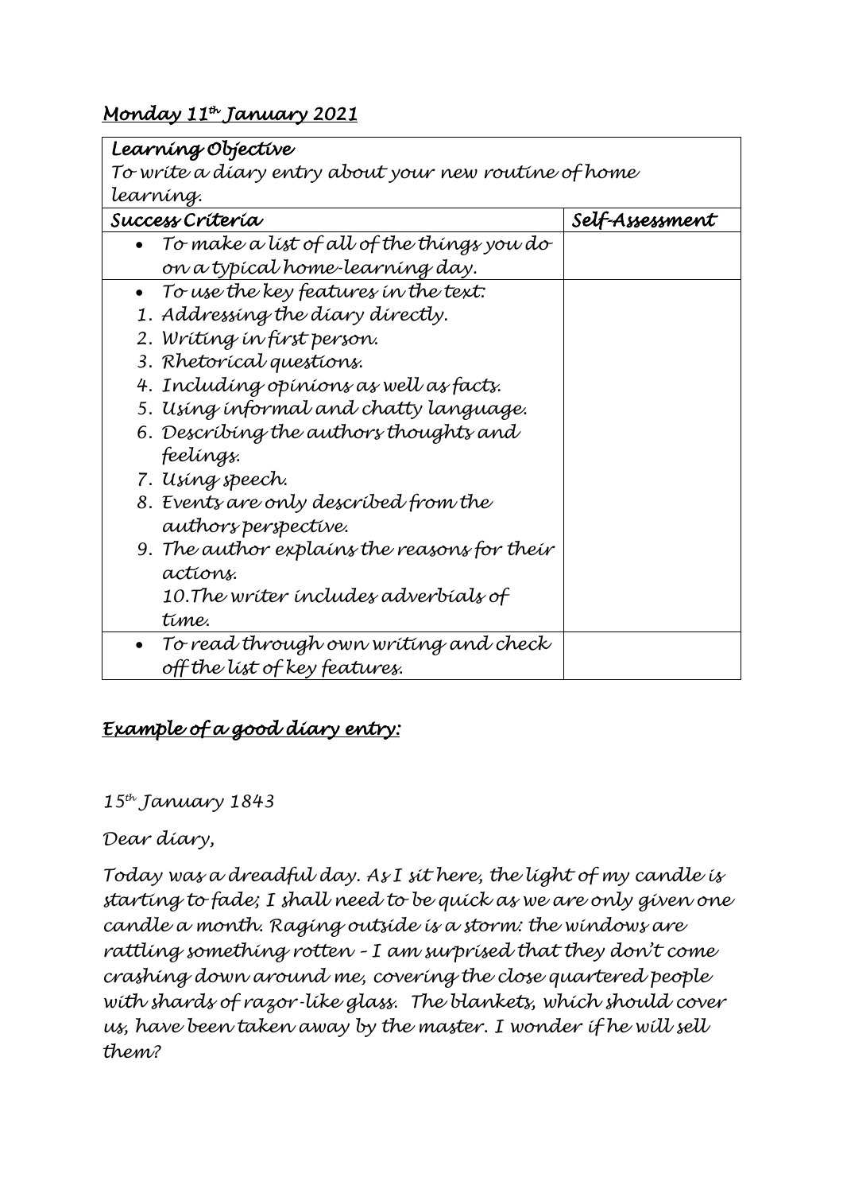*Monday 11th January 2021*

| *Learning Objective*<br>*To write a diary entry about your new routine of home learning.* | |
|---|---|
| ***Success Criteria*** | ***Self-Assessment*** |
| • *To make a list of all of the things you do on a typical home-learning day.* | |
| • *To use the key features in the text:*<br>1. *Addressing the diary directly.*<br>2. *Writing in first person.*<br>3. *Rhetorical questions.*<br>4. *Including opinions as well as facts.*<br>5. *Using informal and chatty language.*<br>6. *Describing the authors thoughts and feelings.*<br>7. *Using speech.*<br>8. *Events are only described from the authors perspective.*<br>9. *The author explains the reasons for their actions.*<br>10. *The writer includes adverbials of time.* | |
| • *To read through own writing and check off the list of key features.* | |

## *Example of a good diary entry:*

*15th January 1843*

*Dear diary,*

*Today was a dreadful day. As I sit here, the light of my candle is starting to fade; I shall need to be quick as we are only given one candle a month. Raging outside is a storm: the windows are rattling something rotten – I am surprised that they don't come crashing down around me, covering the close quartered people with shards of razor-like glass. The blankets, which should cover us, have been taken away by the master. I wonder if he will sell them?*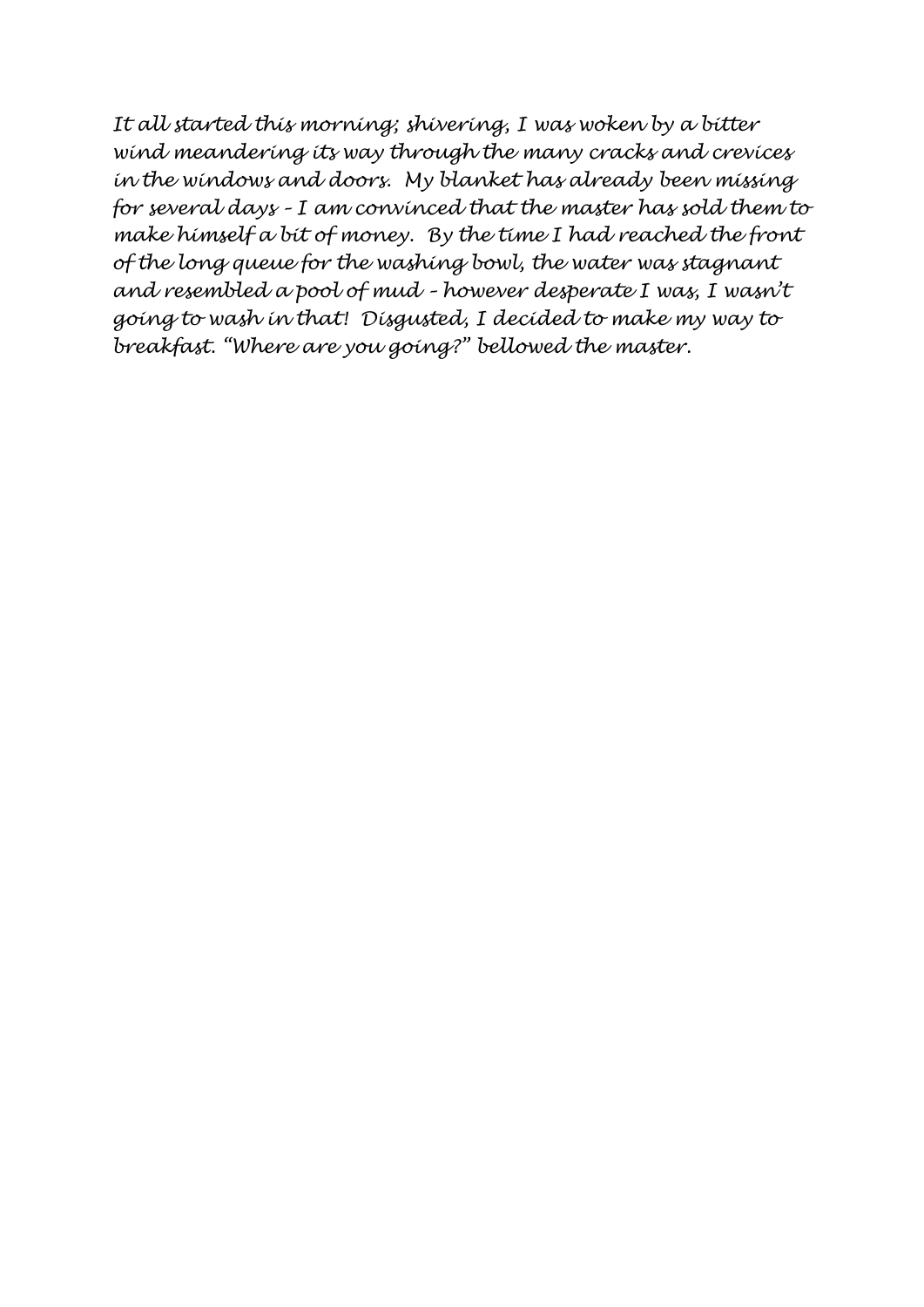*It all started this morning; shivering, I was woken by a bitter wind meandering its way through the many cracks and crevices in the windows and doors. My blanket has already been missing for several days – I am convinced that the master has sold them to make himself a bit of money. By the time I had reached the front of the long queue for the washing bowl, the water was stagnant and resembled a pool of mud – however desperate I was, I wasn't going to wash in that! Disgusted, I decided to make my way to breakfast. "Where are you going?" bellowed the master.*